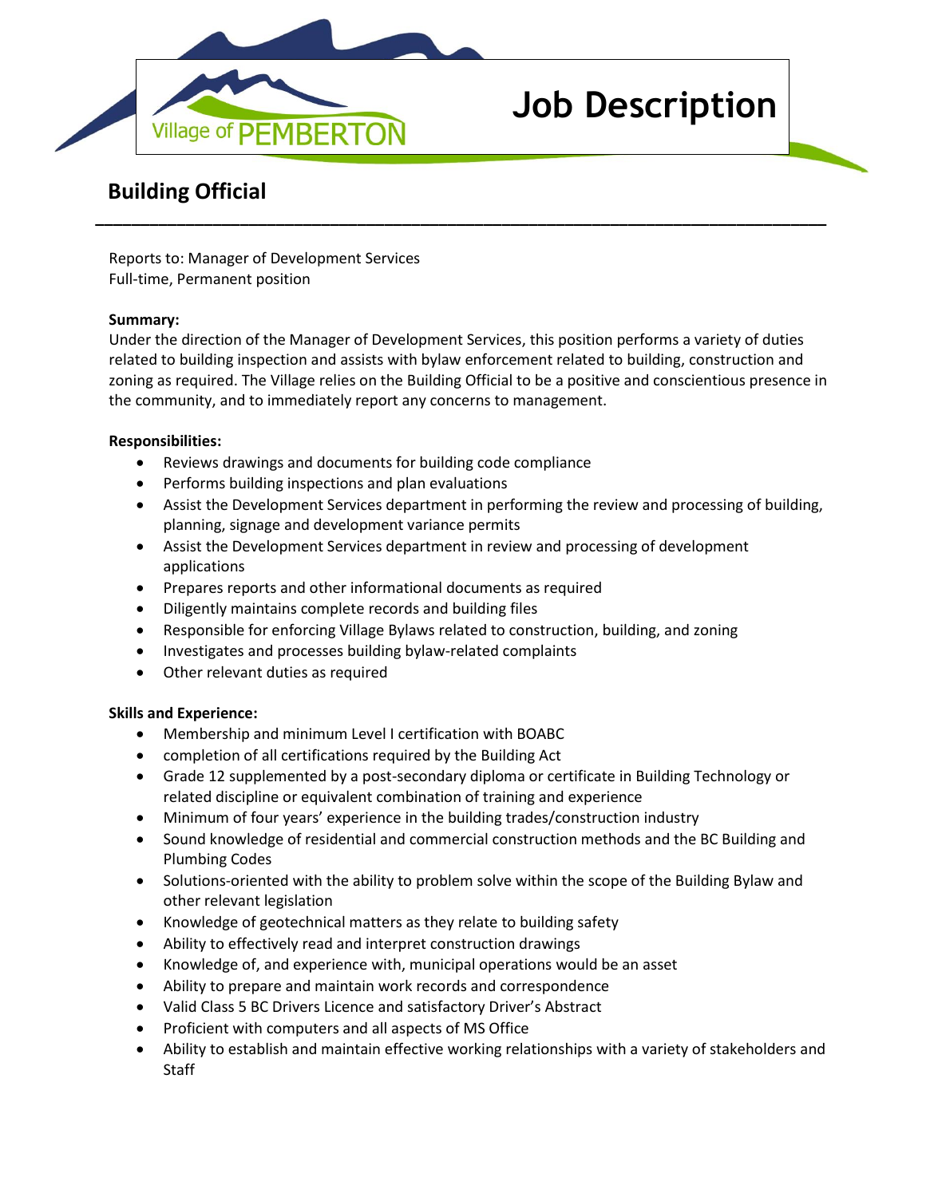Village of PEMBERTON

# Job Description

## Building Official

Reports to: Manager of Development Services
Full-time, Permanent position

**Summary:**
Under the direction of the Manager of Development Services, this position performs a variety of duties related to building inspection and assists with bylaw enforcement related to building, construction and zoning as required. The Village relies on the Building Official to be a positive and conscientious presence in the community, and to immediately report any concerns to management.

**Responsibilities:**

- Reviews drawings and documents for building code compliance
- Performs building inspections and plan evaluations
- Assist the Development Services department in performing the review and processing of building, planning, signage and development variance permits
- Assist the Development Services department in review and processing of development applications
- Prepares reports and other informational documents as required
- Diligently maintains complete records and building files
- Responsible for enforcing Village Bylaws related to construction, building, and zoning
- Investigates and processes building bylaw-related complaints
- Other relevant duties as required

**Skills and Experience:**

- Membership and minimum Level I certification with BOABC
- completion of all certifications required by the Building Act
- Grade 12 supplemented by a post-secondary diploma or certificate in Building Technology or related discipline or equivalent combination of training and experience
- Minimum of four years' experience in the building trades/construction industry
- Sound knowledge of residential and commercial construction methods and the BC Building and Plumbing Codes
- Solutions-oriented with the ability to problem solve within the scope of the Building Bylaw and other relevant legislation
- Knowledge of geotechnical matters as they relate to building safety
- Ability to effectively read and interpret construction drawings
- Knowledge of, and experience with, municipal operations would be an asset
- Ability to prepare and maintain work records and correspondence
- Valid Class 5 BC Drivers Licence and satisfactory Driver's Abstract
- Proficient with computers and all aspects of MS Office
- Ability to establish and maintain effective working relationships with a variety of stakeholders and Staff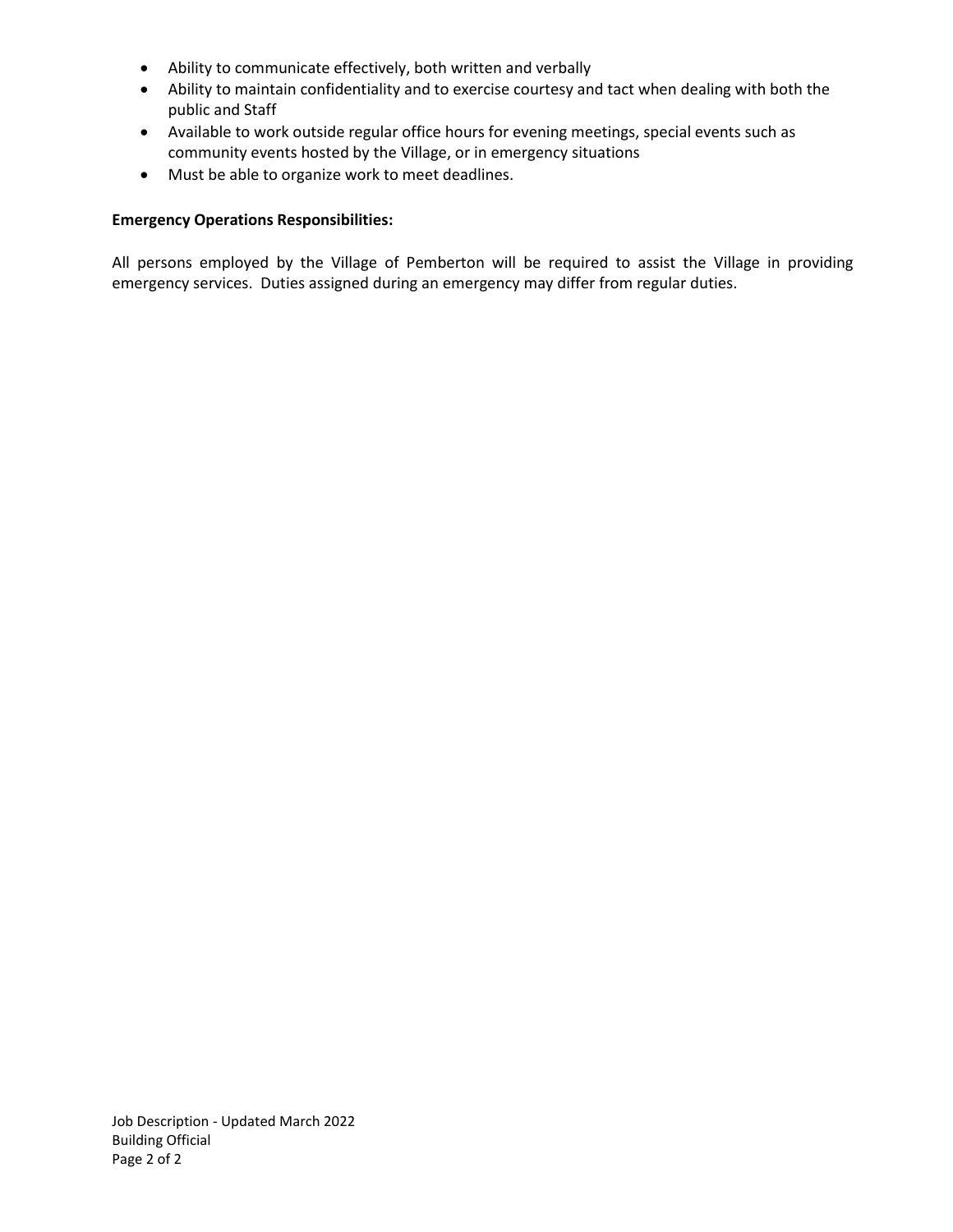- Ability to communicate effectively, both written and verbally
- Ability to maintain confidentiality and to exercise courtesy and tact when dealing with both the public and Staff
- Available to work outside regular office hours for evening meetings, special events such as community events hosted by the Village, or in emergency situations
- Must be able to organize work to meet deadlines.

**Emergency Operations Responsibilities:**

All persons employed by the Village of Pemberton will be required to assist the Village in providing emergency services. Duties assigned during an emergency may differ from regular duties.